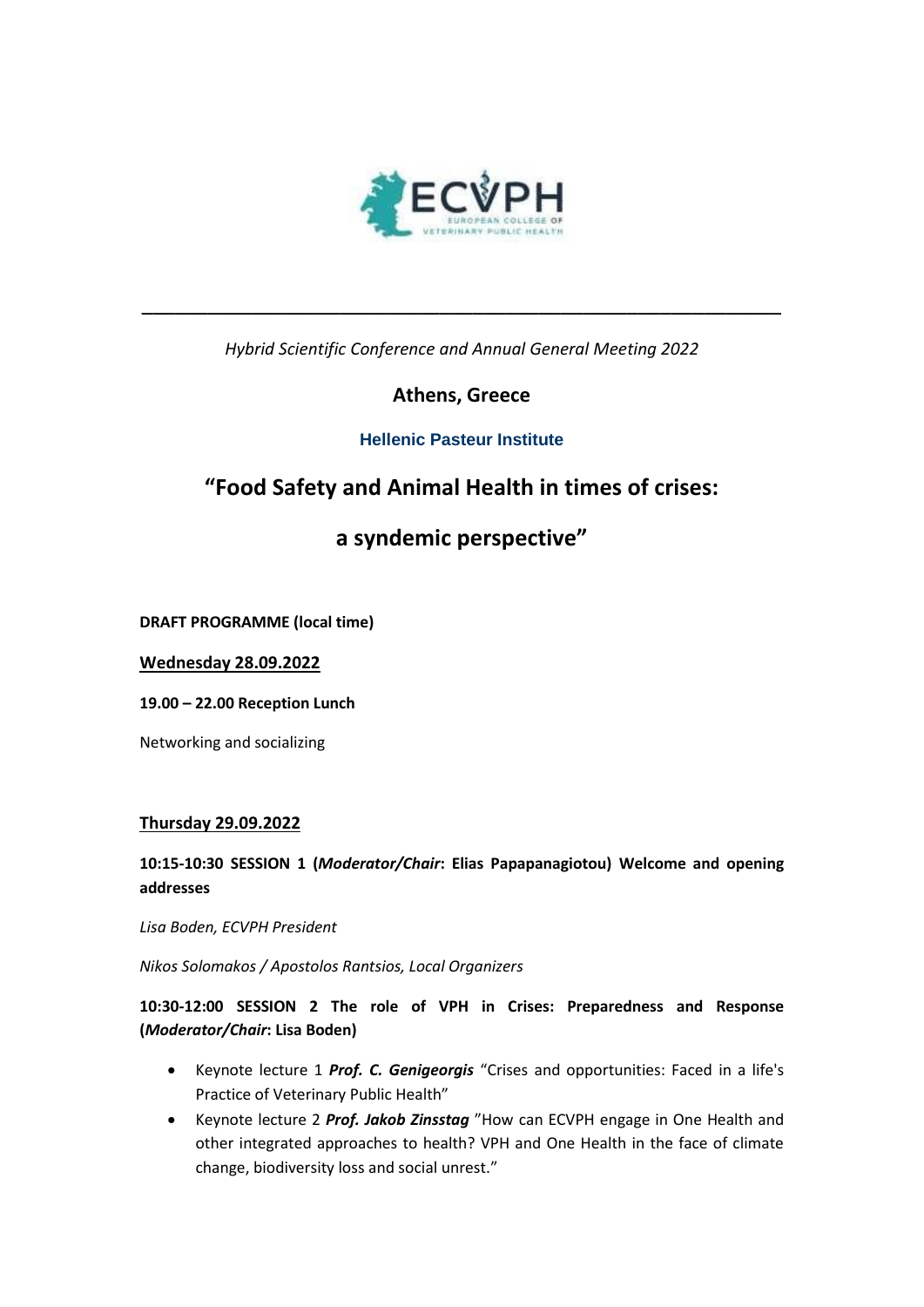ECVPH

EUROPEAN COLLEGE OF VETERINARY PUBLIC HEALTH

---

*Hybrid Scientific Conference and Annual General Meeting 2022*

## Athens, Greece

### Hellenic Pasteur Institute

# “Food Safety and Animal Health in times of crises: a syndemic perspective”

**DRAFT PROGRAMME (local time)**

**Wednesday 28.09.2022**

**19.00 – 22.00 Reception Lunch**

Networking and socializing

**Thursday 29.09.2022**

**10:15-10:30 SESSION 1 (*Moderator/Chair*: Elias Papapanagiotou) Welcome and opening addresses**

*Lisa Boden, ECVPH President*

*Nikos Solomakos / Apostolos Rantsios, Local Organizers*

**10:30-12:00 SESSION 2 The role of VPH in Crises: Preparedness and Response (*Moderator/Chair*: Lisa Boden)**

- Keynote lecture 1 ***Prof. C. Genigeorgis*** “Crises and opportunities: Faced in a life's Practice of Veterinary Public Health”
- Keynote lecture 2 ***Prof. Jakob Zinsstag*** ”How can ECVPH engage in One Health and other integrated approaches to health? VPH and One Health in the face of climate change, biodiversity loss and social unrest.”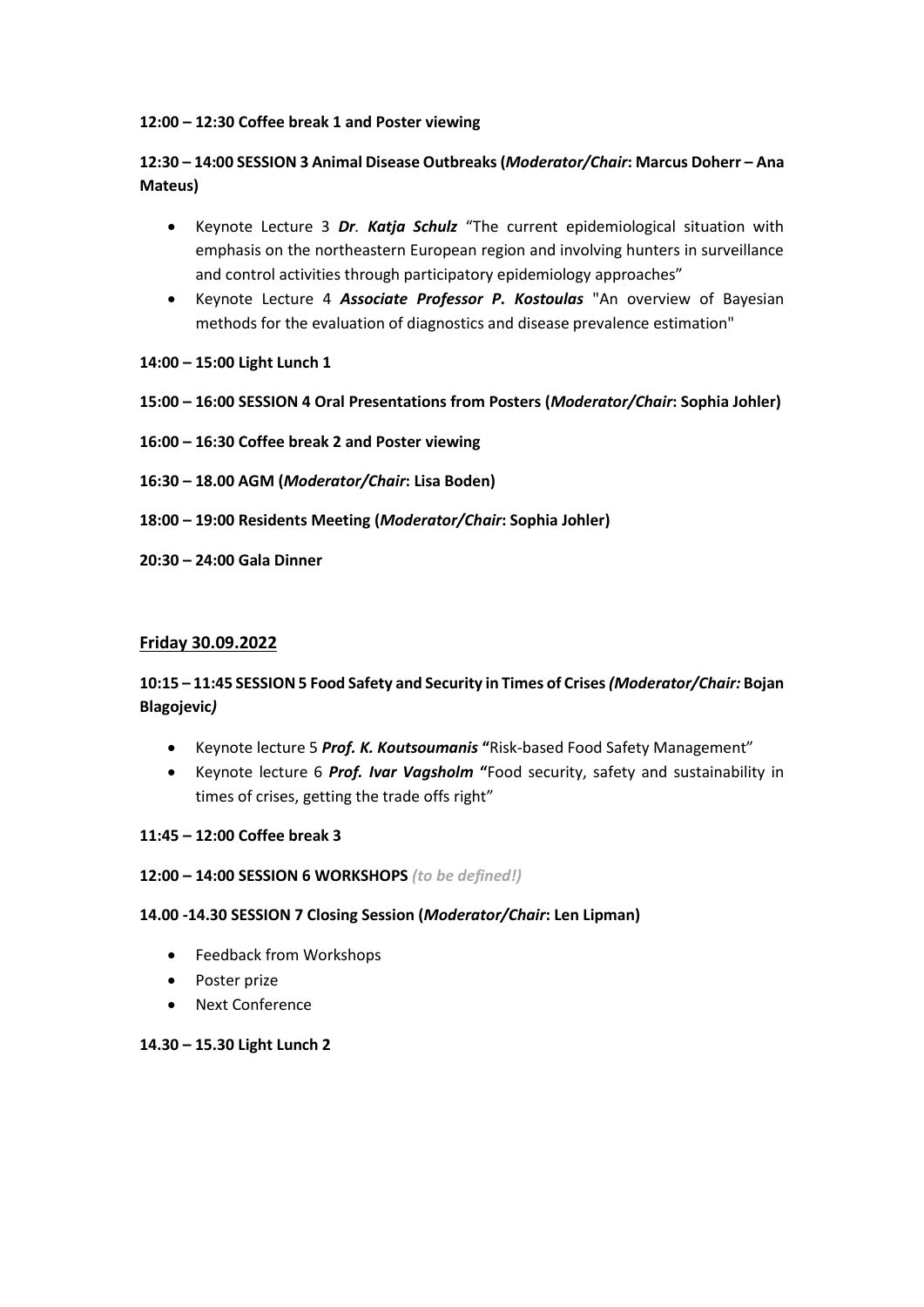**12:00 – 12:30 Coffee break 1 and Poster viewing**

**12:30 – 14:00 SESSION 3 Animal Disease Outbreaks (*Moderator/Chair*: Marcus Doherr – Ana Mateus)**

- Keynote Lecture 3 ***Dr. Katja Schulz*** "The current epidemiological situation with emphasis on the northeastern European region and involving hunters in surveillance and control activities through participatory epidemiology approaches"
- Keynote Lecture 4 ***Associate Professor P. Kostoulas*** "An overview of Bayesian methods for the evaluation of diagnostics and disease prevalence estimation"

**14:00 – 15:00 Light Lunch 1**

**15:00 – 16:00 SESSION 4 Oral Presentations from Posters (*Moderator/Chair*: Sophia Johler)**

**16:00 – 16:30 Coffee break 2 and Poster viewing**

**16:30 – 18.00 AGM (*Moderator/Chair*: Lisa Boden)**

**18:00 – 19:00 Residents Meeting (*Moderator/Chair*: Sophia Johler)**

**20:30 – 24:00 Gala Dinner**

## Friday 30.09.2022

**10:15 – 11:45 SESSION 5 Food Safety and Security in Times of Crises *(Moderator/Chair:* Bojan Blagojevic*)***

- Keynote lecture 5 ***Prof. K. Koutsoumanis*** **"**Risk-based Food Safety Management"
- Keynote lecture 6 ***Prof. Ivar Vagsholm*** **"**Food security, safety and sustainability in times of crises, getting the trade offs right"

**11:45 – 12:00 Coffee break 3**

**12:00 – 14:00 SESSION 6 WORKSHOPS** ***(to be defined!)***

**14.00 -14.30 SESSION 7 Closing Session (*Moderator/Chair*: Len Lipman)**

- Feedback from Workshops
- Poster prize
- Next Conference

**14.30 – 15.30 Light Lunch 2**